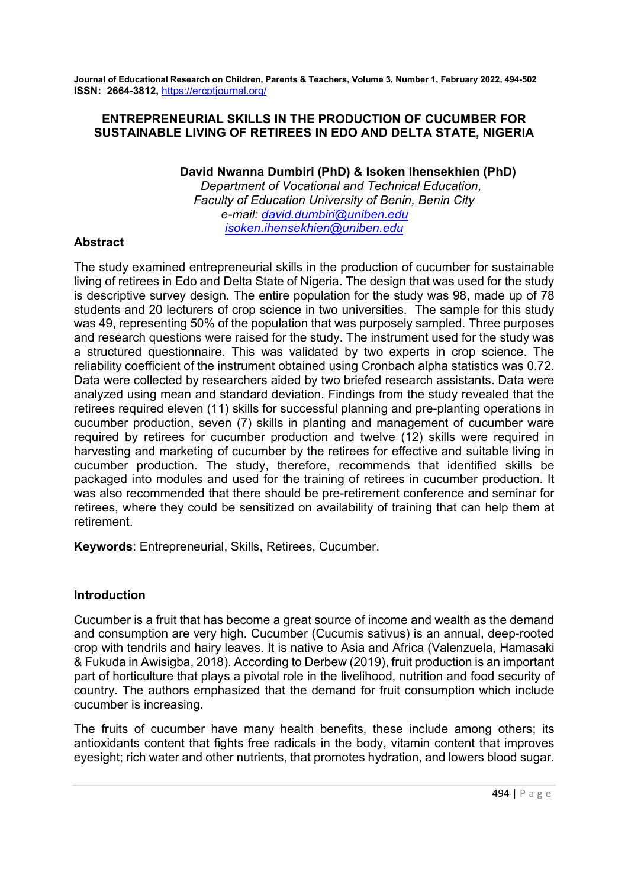# ENTREPRENEURIAL SKILLS IN THE PRODUCTION OF CUCUMBER FOR SUSTAINABLE LIVING OF RETIREES IN EDO AND DELTA STATE, NIGERIA

**David Nwanna Dumbiri (PhD) & Isoken Ihensekhien (PhD)**

*Department of Vocational and Technical Education,*
*Faculty of Education University of Benin, Benin City*
*e-mail: david.dumbiri@uniben.edu*
*isoken.ihensekhien@uniben.edu*

## Abstract

The study examined entrepreneurial skills in the production of cucumber for sustainable living of retirees in Edo and Delta State of Nigeria. The design that was used for the study is descriptive survey design. The entire population for the study was 98, made up of 78 students and 20 lecturers of crop science in two universities. The sample for this study was 49, representing 50% of the population that was purposely sampled. Three purposes and research questions were raised for the study. The instrument used for the study was a structured questionnaire. This was validated by two experts in crop science. The reliability coefficient of the instrument obtained using Cronbach alpha statistics was 0.72. Data were collected by researchers aided by two briefed research assistants. Data were analyzed using mean and standard deviation. Findings from the study revealed that the retirees required eleven (11) skills for successful planning and pre-planting operations in cucumber production, seven (7) skills in planting and management of cucumber ware required by retirees for cucumber production and twelve (12) skills were required in harvesting and marketing of cucumber by the retirees for effective and suitable living in cucumber production. The study, therefore, recommends that identified skills be packaged into modules and used for the training of retirees in cucumber production. It was also recommended that there should be pre-retirement conference and seminar for retirees, where they could be sensitized on availability of training that can help them at retirement.

**Keywords**: Entrepreneurial, Skills, Retirees, Cucumber.

## Introduction

Cucumber is a fruit that has become a great source of income and wealth as the demand and consumption are very high. Cucumber (Cucumis sativus) is an annual, deep-rooted crop with tendrils and hairy leaves. It is native to Asia and Africa (Valenzuela, Hamasaki & Fukuda in Awisigba, 2018). According to Derbew (2019), fruit production is an important part of horticulture that plays a pivotal role in the livelihood, nutrition and food security of country. The authors emphasized that the demand for fruit consumption which include cucumber is increasing.

The fruits of cucumber have many health benefits, these include among others; its antioxidants content that fights free radicals in the body, vitamin content that improves eyesight; rich water and other nutrients, that promotes hydration, and lowers blood sugar.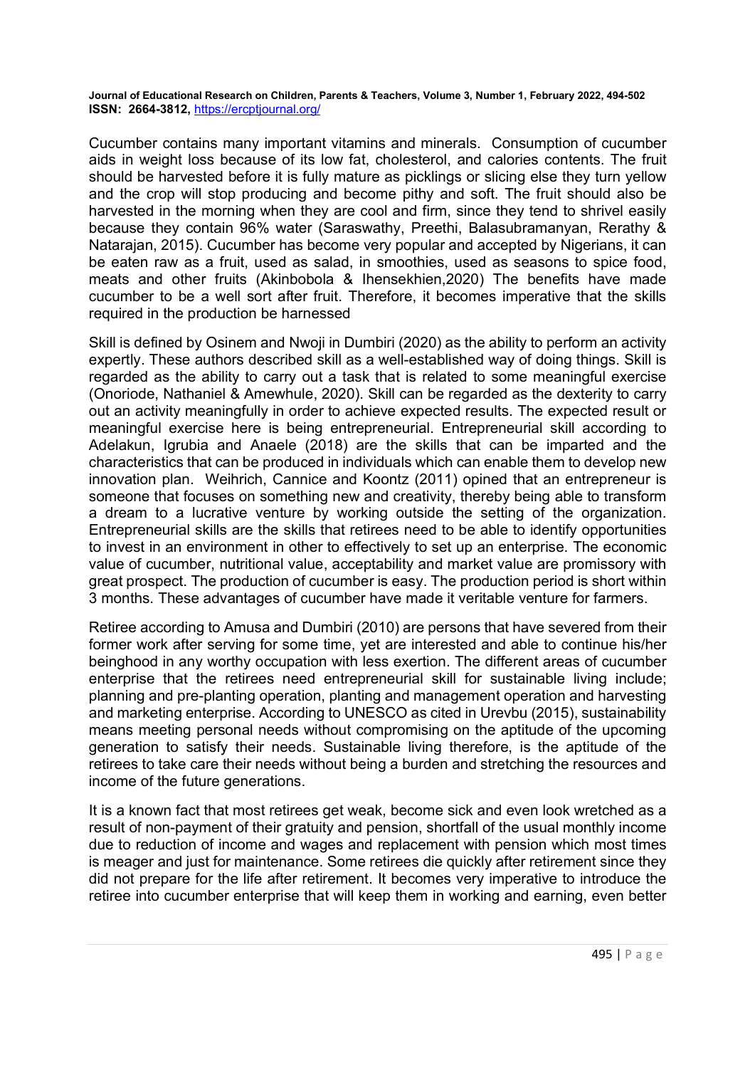Cucumber contains many important vitamins and minerals. Consumption of cucumber aids in weight loss because of its low fat, cholesterol, and calories contents. The fruit should be harvested before it is fully mature as picklings or slicing else they turn yellow and the crop will stop producing and become pithy and soft. The fruit should also be harvested in the morning when they are cool and firm, since they tend to shrivel easily because they contain 96% water (Saraswathy, Preethi, Balasubramanyan, Rerathy & Natarajan, 2015). Cucumber has become very popular and accepted by Nigerians, it can be eaten raw as a fruit, used as salad, in smoothies, used as seasons to spice food, meats and other fruits (Akinbobola & Ihensekhien,2020) The benefits have made cucumber to be a well sort after fruit. Therefore, it becomes imperative that the skills required in the production be harnessed

Skill is defined by Osinem and Nwoji in Dumbiri (2020) as the ability to perform an activity expertly. These authors described skill as a well-established way of doing things. Skill is regarded as the ability to carry out a task that is related to some meaningful exercise (Onoriode, Nathaniel & Amewhule, 2020). Skill can be regarded as the dexterity to carry out an activity meaningfully in order to achieve expected results. The expected result or meaningful exercise here is being entrepreneurial. Entrepreneurial skill according to Adelakun, Igrubia and Anaele (2018) are the skills that can be imparted and the characteristics that can be produced in individuals which can enable them to develop new innovation plan. Weihrich, Cannice and Koontz (2011) opined that an entrepreneur is someone that focuses on something new and creativity, thereby being able to transform a dream to a lucrative venture by working outside the setting of the organization. Entrepreneurial skills are the skills that retirees need to be able to identify opportunities to invest in an environment in other to effectively to set up an enterprise. The economic value of cucumber, nutritional value, acceptability and market value are promissory with great prospect. The production of cucumber is easy. The production period is short within 3 months. These advantages of cucumber have made it veritable venture for farmers.

Retiree according to Amusa and Dumbiri (2010) are persons that have severed from their former work after serving for some time, yet are interested and able to continue his/her beinghood in any worthy occupation with less exertion. The different areas of cucumber enterprise that the retirees need entrepreneurial skill for sustainable living include; planning and pre-planting operation, planting and management operation and harvesting and marketing enterprise. According to UNESCO as cited in Urevbu (2015), sustainability means meeting personal needs without compromising on the aptitude of the upcoming generation to satisfy their needs. Sustainable living therefore, is the aptitude of the retirees to take care their needs without being a burden and stretching the resources and income of the future generations.

It is a known fact that most retirees get weak, become sick and even look wretched as a result of non-payment of their gratuity and pension, shortfall of the usual monthly income due to reduction of income and wages and replacement with pension which most times is meager and just for maintenance. Some retirees die quickly after retirement since they did not prepare for the life after retirement. It becomes very imperative to introduce the retiree into cucumber enterprise that will keep them in working and earning, even better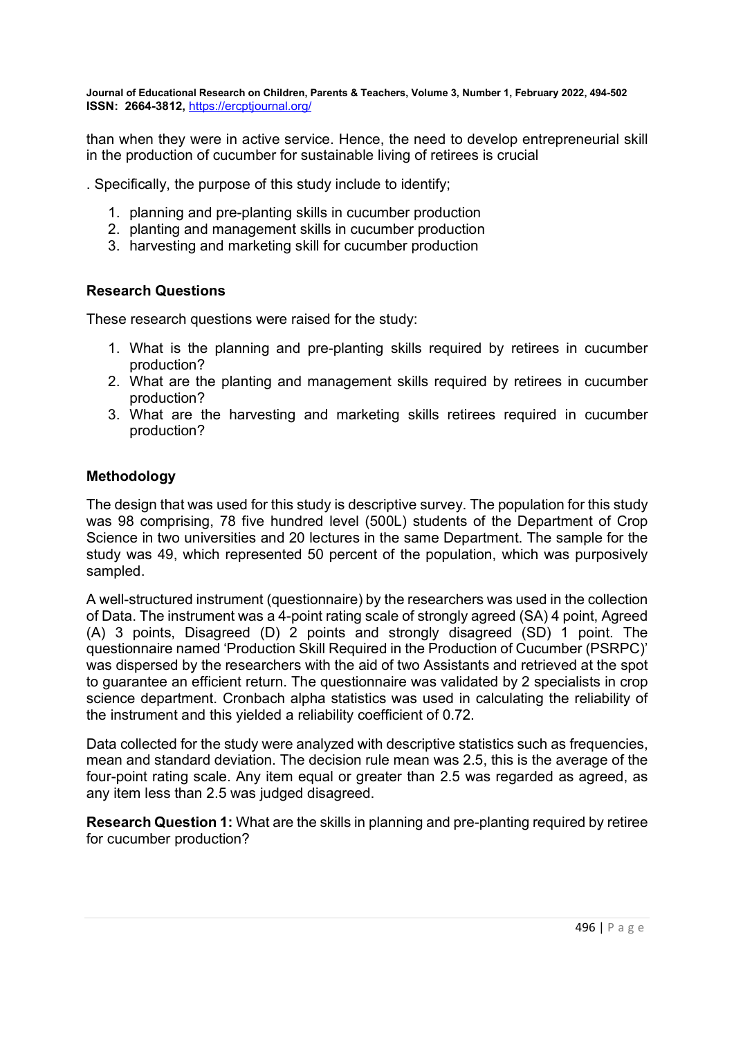than when they were in active service. Hence, the need to develop entrepreneurial skill in the production of cucumber for sustainable living of retirees is crucial

. Specifically, the purpose of this study include to identify;

1. planning and pre-planting skills in cucumber production
2. planting and management skills in cucumber production
3. harvesting and marketing skill for cucumber production

## Research Questions

These research questions were raised for the study:

1. What is the planning and pre-planting skills required by retirees in cucumber production?
2. What are the planting and management skills required by retirees in cucumber production?
3. What are the harvesting and marketing skills retirees required in cucumber production?

## Methodology

The design that was used for this study is descriptive survey. The population for this study was 98 comprising, 78 five hundred level (500L) students of the Department of Crop Science in two universities and 20 lectures in the same Department. The sample for the study was 49, which represented 50 percent of the population, which was purposively sampled.

A well-structured instrument (questionnaire) by the researchers was used in the collection of Data. The instrument was a 4-point rating scale of strongly agreed (SA) 4 point, Agreed (A) 3 points, Disagreed (D) 2 points and strongly disagreed (SD) 1 point. The questionnaire named 'Production Skill Required in the Production of Cucumber (PSRPC)' was dispersed by the researchers with the aid of two Assistants and retrieved at the spot to guarantee an efficient return. The questionnaire was validated by 2 specialists in crop science department. Cronbach alpha statistics was used in calculating the reliability of the instrument and this yielded a reliability coefficient of 0.72.

Data collected for the study were analyzed with descriptive statistics such as frequencies, mean and standard deviation. The decision rule mean was 2.5, this is the average of the four-point rating scale. Any item equal or greater than 2.5 was regarded as agreed, as any item less than 2.5 was judged disagreed.

**Research Question 1:** What are the skills in planning and pre-planting required by retiree for cucumber production?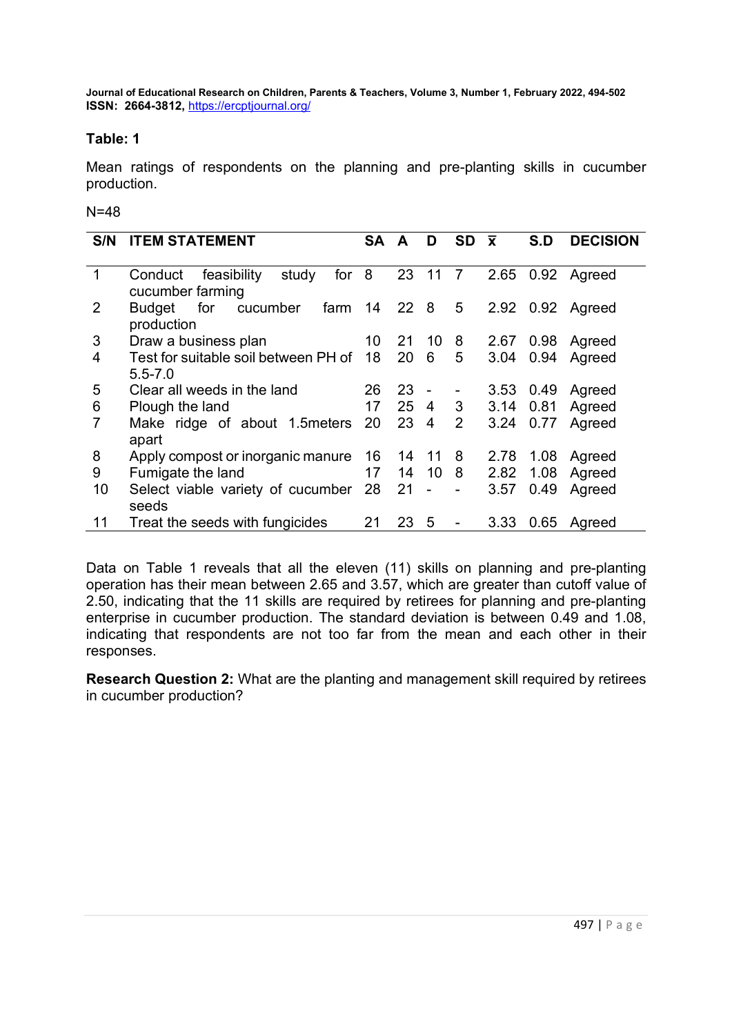**Table: 1**

Mean ratings of respondents on the planning and pre-planting skills in cucumber production.

N=48

| S/N | ITEM STATEMENT | SA | A | D | SD | $\bar{x}$ | S.D | DECISION |
|---|---|---|---|---|---|---|---|---|
| 1 | Conduct feasibility study for cucumber farming | 8 | 23 | 11 | 7 | 2.65 | 0.92 | Agreed |
| 2 | Budget for cucumber farm production | 14 | 22 | 8 | 5 | 2.92 | 0.92 | Agreed |
| 3 | Draw a business plan | 10 | 21 | 10 | 8 | 2.67 | 0.98 | Agreed |
| 4 | Test for suitable soil between PH of 5.5-7.0 | 18 | 20 | 6 | 5 | 3.04 | 0.94 | Agreed |
| 5 | Clear all weeds in the land | 26 | 23 | - | - | 3.53 | 0.49 | Agreed |
| 6 | Plough the land | 17 | 25 | 4 | 3 | 3.14 | 0.81 | Agreed |
| 7 | Make ridge of about 1.5meters apart | 20 | 23 | 4 | 2 | 3.24 | 0.77 | Agreed |
| 8 | Apply compost or inorganic manure | 16 | 14 | 11 | 8 | 2.78 | 1.08 | Agreed |
| 9 | Fumigate the land | 17 | 14 | 10 | 8 | 2.82 | 1.08 | Agreed |
| 10 | Select viable variety of cucumber seeds | 28 | 21 | - | - | 3.57 | 0.49 | Agreed |
| 11 | Treat the seeds with fungicides | 21 | 23 | 5 | - | 3.33 | 0.65 | Agreed |

Data on Table 1 reveals that all the eleven (11) skills on planning and pre-planting operation has their mean between 2.65 and 3.57, which are greater than cutoff value of 2.50, indicating that the 11 skills are required by retirees for planning and pre-planting enterprise in cucumber production. The standard deviation is between 0.49 and 1.08, indicating that respondents are not too far from the mean and each other in their responses.

**Research Question 2:** What are the planting and management skill required by retirees in cucumber production?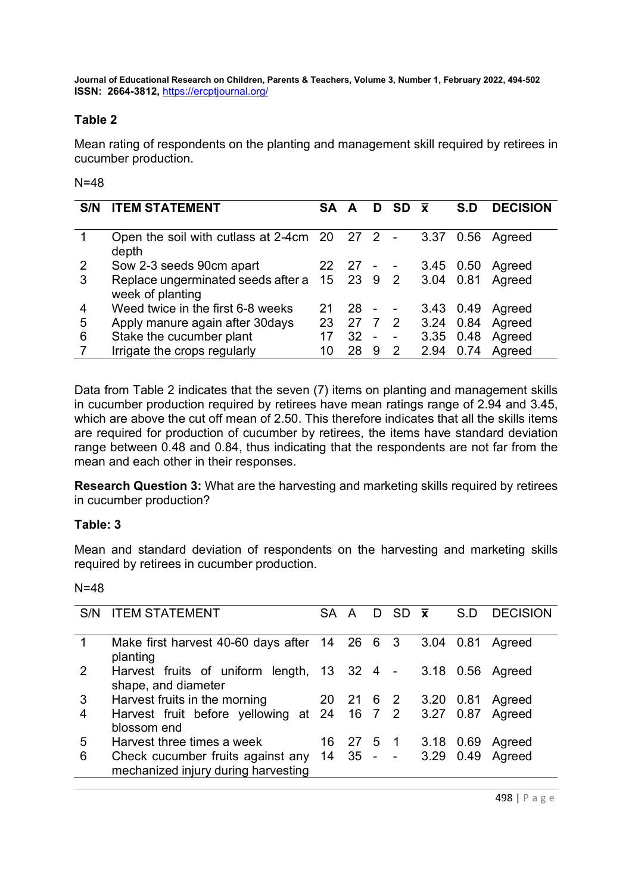**Table 2**

Mean rating of respondents on the planting and management skill required by retirees in cucumber production.

N=48

| S/N | ITEM STATEMENT | SA | A | D | SD | $\bar{x}$ | S.D | DECISION |
|---|---|---|---|---|---|---|---|---|
| 1 | Open the soil with cutlass at 2-4cm depth | 20 | 27 | 2 | - | 3.37 | 0.56 | Agreed |
| 2 | Sow 2-3 seeds 90cm apart | 22 | 27 | - | - | 3.45 | 0.50 | Agreed |
| 3 | Replace ungerminated seeds after a week of planting | 15 | 23 | 9 | 2 | 3.04 | 0.81 | Agreed |
| 4 | Weed twice in the first 6-8 weeks | 21 | 28 | - | - | 3.43 | 0.49 | Agreed |
| 5 | Apply manure again after 30days | 23 | 27 | 7 | 2 | 3.24 | 0.84 | Agreed |
| 6 | Stake the cucumber plant | 17 | 32 | - | - | 3.35 | 0.48 | Agreed |
| 7 | Irrigate the crops regularly | 10 | 28 | 9 | 2 | 2.94 | 0.74 | Agreed |

Data from Table 2 indicates that the seven (7) items on planting and management skills in cucumber production required by retirees have mean ratings range of 2.94 and 3.45, which are above the cut off mean of 2.50. This therefore indicates that all the skills items are required for production of cucumber by retirees, the items have standard deviation range between 0.48 and 0.84, thus indicating that the respondents are not far from the mean and each other in their responses.

**Research Question 3:** What are the harvesting and marketing skills required by retirees in cucumber production?

**Table: 3**

Mean and standard deviation of respondents on the harvesting and marketing skills required by retirees in cucumber production.

N=48

| S/N | ITEM STATEMENT | SA | A | D | SD | $\bar{x}$ | S.D | DECISION |
|---|---|---|---|---|---|---|---|---|
| 1 | Make first harvest 40-60 days after planting | 14 | 26 | 6 | 3 | 3.04 | 0.81 | Agreed |
| 2 | Harvest fruits of uniform length, shape, and diameter | 13 | 32 | 4 | - | 3.18 | 0.56 | Agreed |
| 3 | Harvest fruits in the morning | 20 | 21 | 6 | 2 | 3.20 | 0.81 | Agreed |
| 4 | Harvest fruit before yellowing at blossom end | 24 | 16 | 7 | 2 | 3.27 | 0.87 | Agreed |
| 5 | Harvest three times a week | 16 | 27 | 5 | 1 | 3.18 | 0.69 | Agreed |
| 6 | Check cucumber fruits against any mechanized injury during harvesting | 14 | 35 | - | - | 3.29 | 0.49 | Agreed |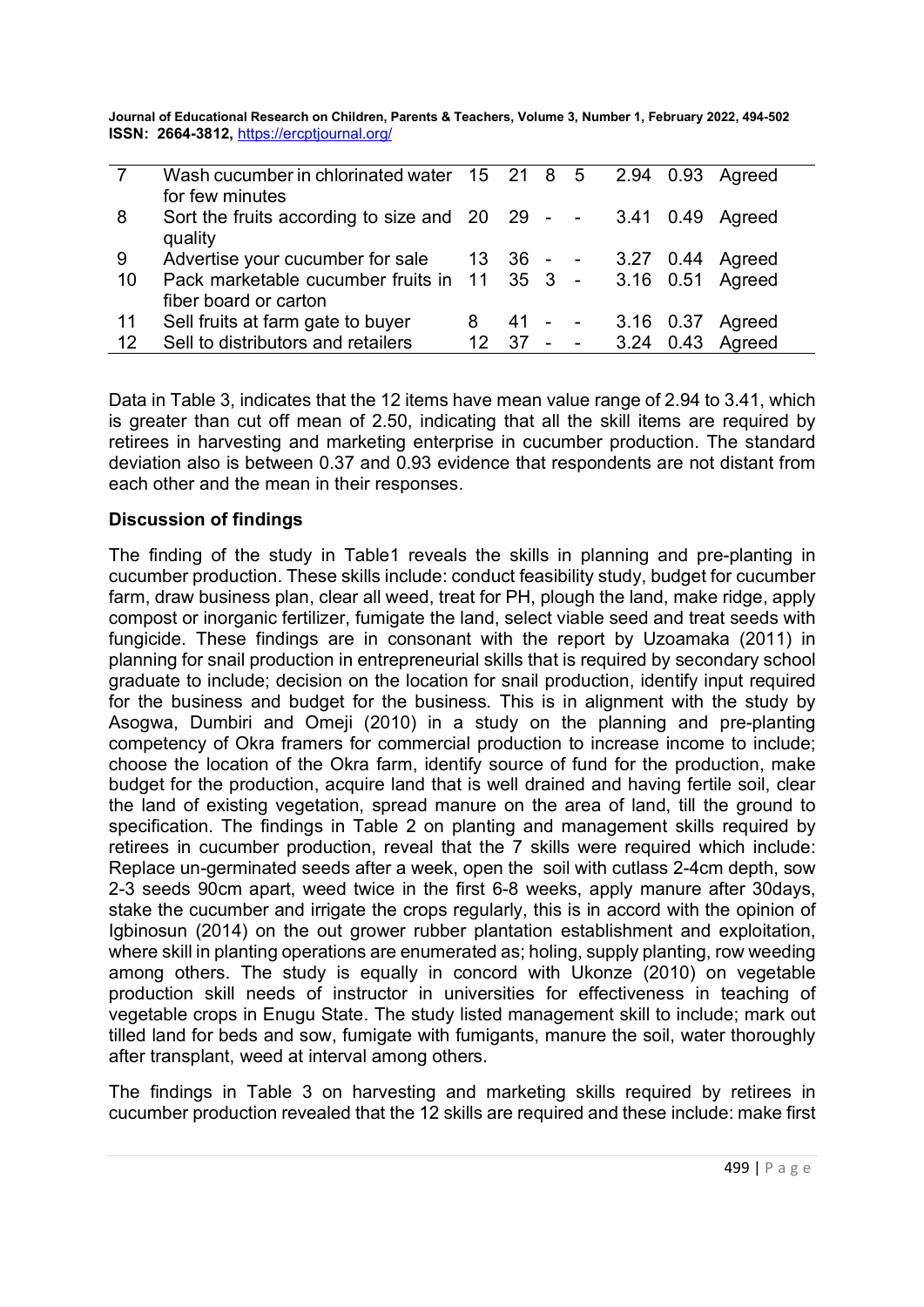| | | | | | | | | |
|---|---|---|---|---|---|---|---|---|
| 7 | Wash cucumber in chlorinated water for few minutes | 15 | 21 | 8 | 5 | 2.94 | 0.93 | Agreed |
| 8 | Sort the fruits according to size and quality | 20 | 29 | - | - | 3.41 | 0.49 | Agreed |
| 9 | Advertise your cucumber for sale | 13 | 36 | - | - | 3.27 | 0.44 | Agreed |
| 10 | Pack marketable cucumber fruits in fiber board or carton | 11 | 35 | 3 | - | 3.16 | 0.51 | Agreed |
| 11 | Sell fruits at farm gate to buyer | 8 | 41 | - | - | 3.16 | 0.37 | Agreed |
| 12 | Sell to distributors and retailers | 12 | 37 | - | - | 3.24 | 0.43 | Agreed |

Data in Table 3, indicates that the 12 items have mean value range of 2.94 to 3.41, which is greater than cut off mean of 2.50, indicating that all the skill items are required by retirees in harvesting and marketing enterprise in cucumber production. The standard deviation also is between 0.37 and 0.93 evidence that respondents are not distant from each other and the mean in their responses.

## Discussion of findings

The finding of the study in Table1 reveals the skills in planning and pre-planting in cucumber production. These skills include: conduct feasibility study, budget for cucumber farm, draw business plan, clear all weed, treat for PH, plough the land, make ridge, apply compost or inorganic fertilizer, fumigate the land, select viable seed and treat seeds with fungicide. These findings are in consonant with the report by Uzoamaka (2011) in planning for snail production in entrepreneurial skills that is required by secondary school graduate to include; decision on the location for snail production, identify input required for the business and budget for the business. This is in alignment with the study by Asogwa, Dumbiri and Omeji (2010) in a study on the planning and pre-planting competency of Okra framers for commercial production to increase income to include; choose the location of the Okra farm, identify source of fund for the production, make budget for the production, acquire land that is well drained and having fertile soil, clear the land of existing vegetation, spread manure on the area of land, till the ground to specification. The findings in Table 2 on planting and management skills required by retirees in cucumber production, reveal that the 7 skills were required which include: Replace un-germinated seeds after a week, open the soil with cutlass 2-4cm depth, sow 2-3 seeds 90cm apart, weed twice in the first 6-8 weeks, apply manure after 30days, stake the cucumber and irrigate the crops regularly, this is in accord with the opinion of Igbinosun (2014) on the out grower rubber plantation establishment and exploitation, where skill in planting operations are enumerated as; holing, supply planting, row weeding among others. The study is equally in concord with Ukonze (2010) on vegetable production skill needs of instructor in universities for effectiveness in teaching of vegetable crops in Enugu State. The study listed management skill to include; mark out tilled land for beds and sow, fumigate with fumigants, manure the soil, water thoroughly after transplant, weed at interval among others.

The findings in Table 3 on harvesting and marketing skills required by retirees in cucumber production revealed that the 12 skills are required and these include: make first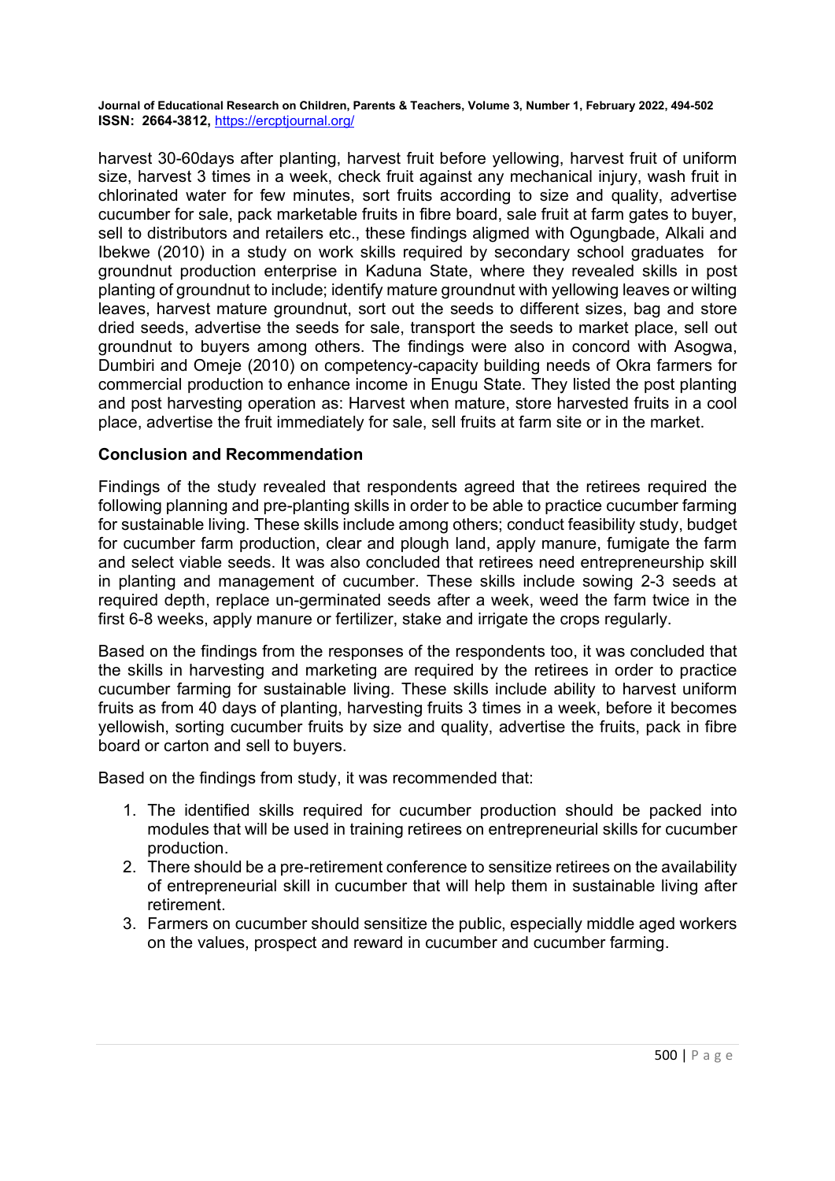harvest 30-60days after planting, harvest fruit before yellowing, harvest fruit of uniform size, harvest 3 times in a week, check fruit against any mechanical injury, wash fruit in chlorinated water for few minutes, sort fruits according to size and quality, advertise cucumber for sale, pack marketable fruits in fibre board, sale fruit at farm gates to buyer, sell to distributors and retailers etc., these findings aligmed with Ogungbade, Alkali and Ibekwe (2010) in a study on work skills required by secondary school graduates for groundnut production enterprise in Kaduna State, where they revealed skills in post planting of groundnut to include; identify mature groundnut with yellowing leaves or wilting leaves, harvest mature groundnut, sort out the seeds to different sizes, bag and store dried seeds, advertise the seeds for sale, transport the seeds to market place, sell out groundnut to buyers among others. The findings were also in concord with Asogwa, Dumbiri and Omeje (2010) on competency-capacity building needs of Okra farmers for commercial production to enhance income in Enugu State. They listed the post planting and post harvesting operation as: Harvest when mature, store harvested fruits in a cool place, advertise the fruit immediately for sale, sell fruits at farm site or in the market.

## Conclusion and Recommendation

Findings of the study revealed that respondents agreed that the retirees required the following planning and pre-planting skills in order to be able to practice cucumber farming for sustainable living. These skills include among others; conduct feasibility study, budget for cucumber farm production, clear and plough land, apply manure, fumigate the farm and select viable seeds. It was also concluded that retirees need entrepreneurship skill in planting and management of cucumber. These skills include sowing 2-3 seeds at required depth, replace un-germinated seeds after a week, weed the farm twice in the first 6-8 weeks, apply manure or fertilizer, stake and irrigate the crops regularly.

Based on the findings from the responses of the respondents too, it was concluded that the skills in harvesting and marketing are required by the retirees in order to practice cucumber farming for sustainable living. These skills include ability to harvest uniform fruits as from 40 days of planting, harvesting fruits 3 times in a week, before it becomes yellowish, sorting cucumber fruits by size and quality, advertise the fruits, pack in fibre board or carton and sell to buyers.

Based on the findings from study, it was recommended that:

1. The identified skills required for cucumber production should be packed into modules that will be used in training retirees on entrepreneurial skills for cucumber production.
2. There should be a pre-retirement conference to sensitize retirees on the availability of entrepreneurial skill in cucumber that will help them in sustainable living after retirement.
3. Farmers on cucumber should sensitize the public, especially middle aged workers on the values, prospect and reward in cucumber and cucumber farming.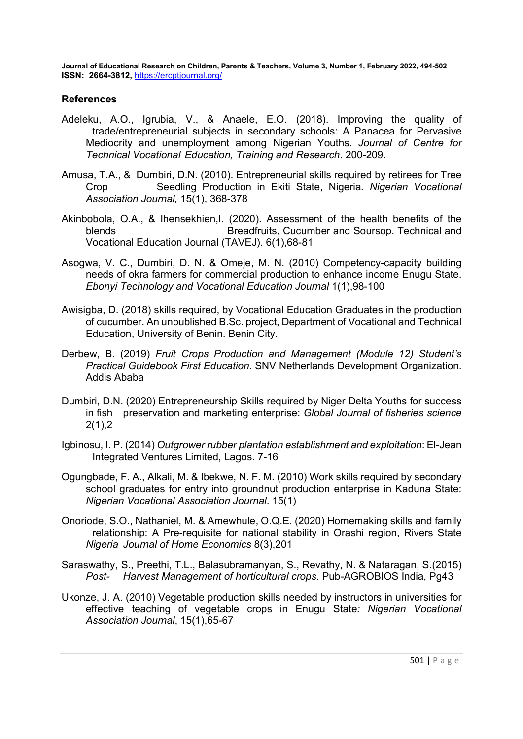## References

Adeleku, A.O., Igrubia, V., & Anaele, E.O. (2018). Improving the quality of trade/entrepreneurial subjects in secondary schools: A Panacea for Pervasive Mediocrity and unemployment among Nigerian Youths. *Journal of Centre for Technical Vocational Education, Training and Research*. 200-209.

Amusa, T.A., & Dumbiri, D.N. (2010). Entrepreneurial skills required by retirees for Tree Crop Seedling Production in Ekiti State, Nigeria*. Nigerian Vocational Association Journal,* 15(1), 368-378

Akinbobola, O.A., & Ihensekhien,I. (2020). Assessment of the health benefits of the blends Breadfruits, Cucumber and Soursop. Technical and Vocational Education Journal (TAVEJ). 6(1),68-81

Asogwa, V. C., Dumbiri, D. N. & Omeje, M. N. (2010) Competency-capacity building needs of okra farmers for commercial production to enhance income Enugu State. *Ebonyi Technology and Vocational Education Journal* 1(1),98-100

Awisigba, D. (2018) skills required, by Vocational Education Graduates in the production of cucumber. An unpublished B.Sc. project, Department of Vocational and Technical Education, University of Benin. Benin City.

Derbew, B. (2019) *Fruit Crops Production and Management (Module 12) Student's Practical Guidebook First Education*. SNV Netherlands Development Organization. Addis Ababa

Dumbiri, D.N. (2020) Entrepreneurship Skills required by Niger Delta Youths for success in fish preservation and marketing enterprise: *Global Journal of fisheries science* 2(1),2

Igbinosu, I. P. (2014) *Outgrower rubber plantation establishment and exploitation*: El-Jean Integrated Ventures Limited, Lagos. 7-16

Ogungbade, F. A., Alkali, M. & Ibekwe, N. F. M. (2010) Work skills required by secondary school graduates for entry into groundnut production enterprise in Kaduna State: *Nigerian Vocational Association Journal*. 15(1)

Onoriode, S.O., Nathaniel, M. & Amewhule, O.Q.E. (2020) Homemaking skills and family relationship: A Pre-requisite for national stability in Orashi region, Rivers State *Nigeria Journal of Home Economics* 8(3),201

Saraswathy, S., Preethi, T.L., Balasubramanyan, S., Revathy, N. & Nataragan, S.(2015) *Post- Harvest Management of horticultural crops*. Pub-AGROBIOS India, Pg43

Ukonze, J. A. (2010) Vegetable production skills needed by instructors in universities for effective teaching of vegetable crops in Enugu State*: Nigerian Vocational Association Journal*, 15(1),65-67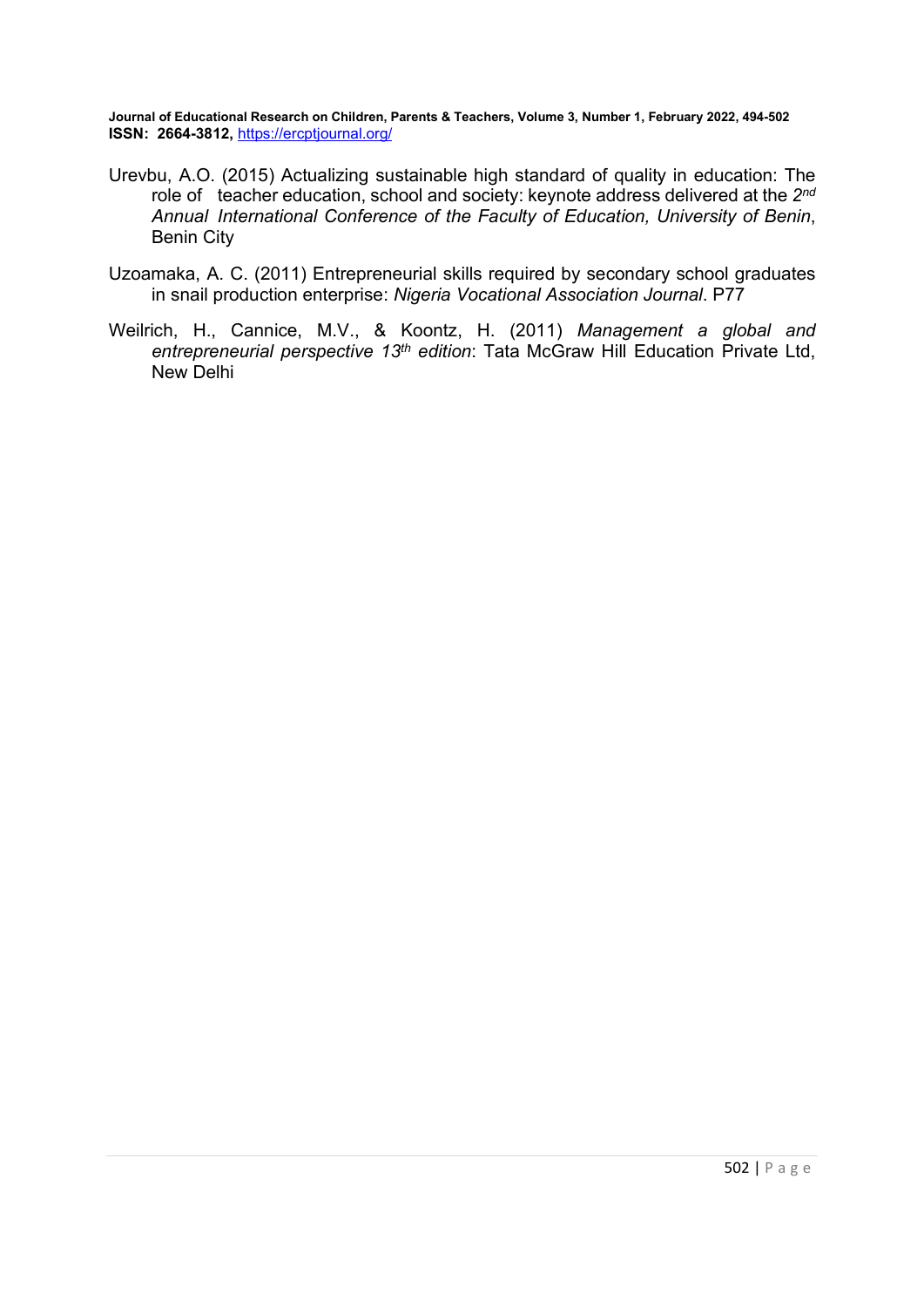Urevbu, A.O. (2015) Actualizing sustainable high standard of quality in education: The role of teacher education, school and society: keynote address delivered at the *2nd Annual International Conference of the Faculty of Education, University of Benin*, Benin City

Uzoamaka, A. C. (2011) Entrepreneurial skills required by secondary school graduates in snail production enterprise: *Nigeria Vocational Association Journal*. P77

Weilrich, H., Cannice, M.V., & Koontz, H. (2011) *Management a global and entrepreneurial perspective 13th edition*: Tata McGraw Hill Education Private Ltd, New Delhi